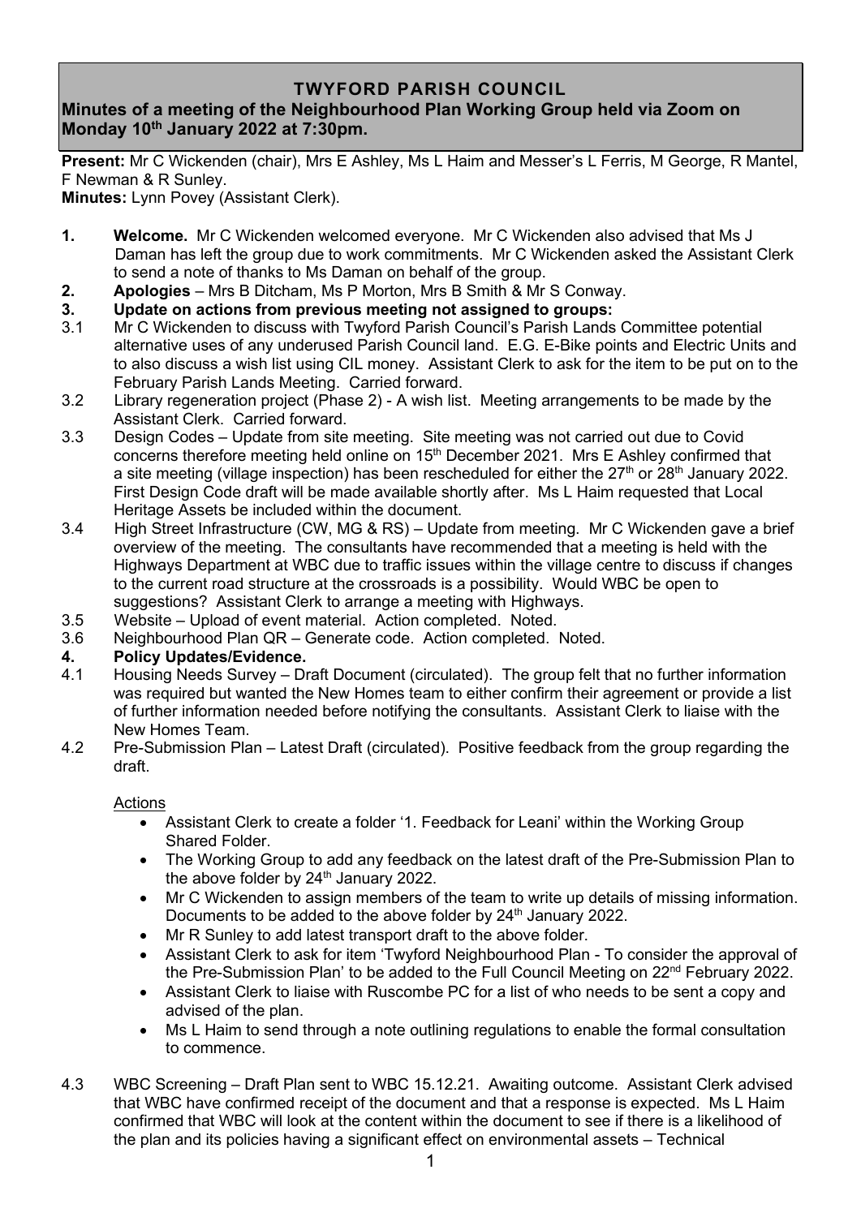# TWYFORD PARISH COUNCIL

## Minutes of a meeting of the Neighbourhood Plan Working Group held via Zoom on Monday 10th January 2022 at 7:30pm.

**Present:** Mr C Wickenden (chair), Mrs E Ashley, Ms L Haim and Messer's L Ferris, M George, R Mantel, F Newman & R Sunley.

**Minutes:** Lynn Povey (Assistant Clerk).

**1. Welcome.** Mr C Wickenden welcomed everyone. Mr C Wickenden also advised that Ms J Daman has left the group due to work commitments. Mr C Wickenden asked the Assistant Clerk to send a note of thanks to Ms Daman on behalf of the group.

**2. Apologies** – Mrs B Ditcham, Ms P Morton, Mrs B Smith & Mr S Conway.

**3. Update on actions from previous meeting not assigned to groups:**

3.1 Mr C Wickenden to discuss with Twyford Parish Council's Parish Lands Committee potential alternative uses of any underused Parish Council land. E.G. E-Bike points and Electric Units and to also discuss a wish list using CIL money. Assistant Clerk to ask for the item to be put on to the February Parish Lands Meeting. Carried forward.

3.2 Library regeneration project (Phase 2) - A wish list. Meeting arrangements to be made by the Assistant Clerk. Carried forward.

3.3 Design Codes – Update from site meeting. Site meeting was not carried out due to Covid concerns therefore meeting held online on 15th December 2021. Mrs E Ashley confirmed that a site meeting (village inspection) has been rescheduled for either the 27th or 28th January 2022. First Design Code draft will be made available shortly after. Ms L Haim requested that Local Heritage Assets be included within the document.

3.4 High Street Infrastructure (CW, MG & RS) – Update from meeting. Mr C Wickenden gave a brief overview of the meeting. The consultants have recommended that a meeting is held with the Highways Department at WBC due to traffic issues within the village centre to discuss if changes to the current road structure at the crossroads is a possibility. Would WBC be open to suggestions? Assistant Clerk to arrange a meeting with Highways.

3.5 Website – Upload of event material. Action completed. Noted.

3.6 Neighbourhood Plan QR – Generate code. Action completed. Noted.

**4. Policy Updates/Evidence.**

4.1 Housing Needs Survey – Draft Document (circulated). The group felt that no further information was required but wanted the New Homes team to either confirm their agreement or provide a list of further information needed before notifying the consultants. Assistant Clerk to liaise with the New Homes Team.

4.2 Pre-Submission Plan – Latest Draft (circulated). Positive feedback from the group regarding the draft.

Actions

- Assistant Clerk to create a folder '1. Feedback for Leani' within the Working Group Shared Folder.
- The Working Group to add any feedback on the latest draft of the Pre-Submission Plan to the above folder by 24th January 2022.
- Mr C Wickenden to assign members of the team to write up details of missing information. Documents to be added to the above folder by 24th January 2022.
- Mr R Sunley to add latest transport draft to the above folder.
- Assistant Clerk to ask for item 'Twyford Neighbourhood Plan - To consider the approval of the Pre-Submission Plan' to be added to the Full Council Meeting on 22nd February 2022.
- Assistant Clerk to liaise with Ruscombe PC for a list of who needs to be sent a copy and advised of the plan.
- Ms L Haim to send through a note outlining regulations to enable the formal consultation to commence.

4.3 WBC Screening – Draft Plan sent to WBC 15.12.21. Awaiting outcome. Assistant Clerk advised that WBC have confirmed receipt of the document and that a response is expected. Ms L Haim confirmed that WBC will look at the content within the document to see if there is a likelihood of the plan and its policies having a significant effect on environmental assets – Technical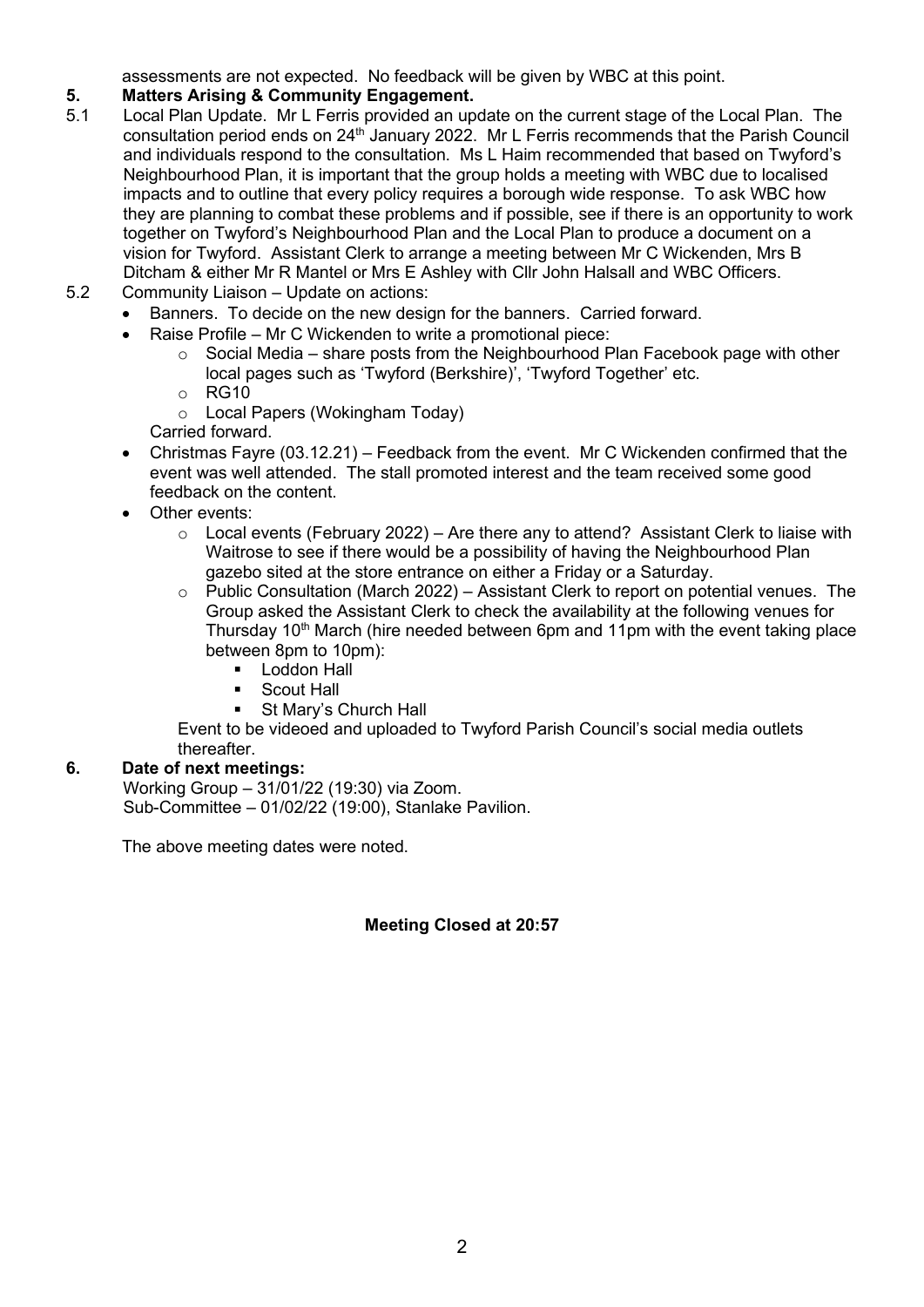assessments are not expected. No feedback will be given by WBC at this point.

**5. Matters Arising & Community Engagement.**

5.1 Local Plan Update. Mr L Ferris provided an update on the current stage of the Local Plan. The consultation period ends on 24th January 2022. Mr L Ferris recommends that the Parish Council and individuals respond to the consultation. Ms L Haim recommended that based on Twyford's Neighbourhood Plan, it is important that the group holds a meeting with WBC due to localised impacts and to outline that every policy requires a borough wide response. To ask WBC how they are planning to combat these problems and if possible, see if there is an opportunity to work together on Twyford's Neighbourhood Plan and the Local Plan to produce a document on a vision for Twyford. Assistant Clerk to arrange a meeting between Mr C Wickenden, Mrs B Ditcham & either Mr R Mantel or Mrs E Ashley with Cllr John Halsall and WBC Officers.

5.2 Community Liaison – Update on actions:

- Banners. To decide on the new design for the banners. Carried forward.
- Raise Profile – Mr C Wickenden to write a promotional piece:
  - Social Media – share posts from the Neighbourhood Plan Facebook page with other local pages such as 'Twyford (Berkshire)', 'Twyford Together' etc.
  - RG10
  - Local Papers (Wokingham Today)

  Carried forward.
- Christmas Fayre (03.12.21) – Feedback from the event. Mr C Wickenden confirmed that the event was well attended. The stall promoted interest and the team received some good feedback on the content.
- Other events:
  - Local events (February 2022) – Are there any to attend? Assistant Clerk to liaise with Waitrose to see if there would be a possibility of having the Neighbourhood Plan gazebo sited at the store entrance on either a Friday or a Saturday.
  - Public Consultation (March 2022) – Assistant Clerk to report on potential venues. The Group asked the Assistant Clerk to check the availability at the following venues for Thursday 10th March (hire needed between 6pm and 11pm with the event taking place between 8pm to 10pm):
    - Loddon Hall
    - Scout Hall
    - St Mary's Church Hall

  Event to be videoed and uploaded to Twyford Parish Council's social media outlets thereafter.

**6. Date of next meetings:**

Working Group – 31/01/22 (19:30) via Zoom.
Sub-Committee – 01/02/22 (19:00), Stanlake Pavilion.

The above meeting dates were noted.

**Meeting Closed at 20:57**